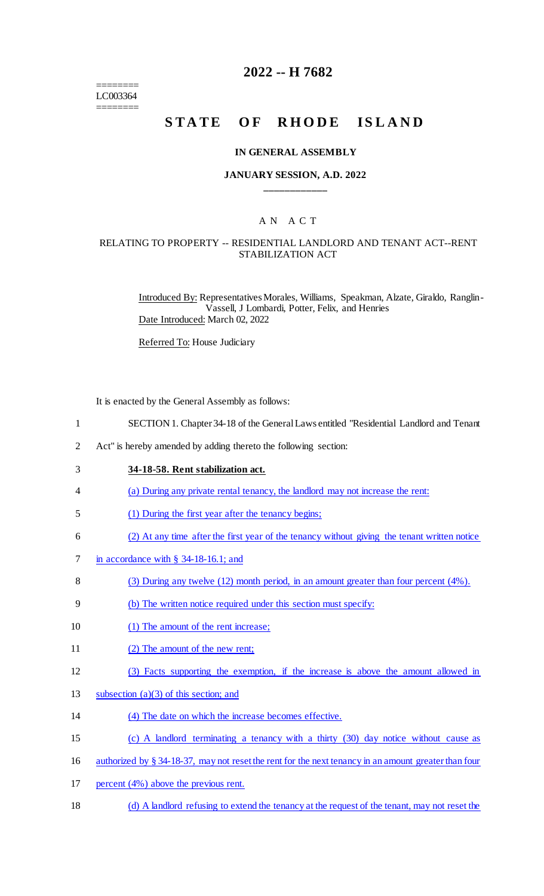========
LC003364
========

# 2022 -- H 7682

# STATE OF RHODE ISLAND

### IN GENERAL ASSEMBLY

### JANUARY SESSION, A.D. 2022

____________

### A N A C T

#### RELATING TO PROPERTY -- RESIDENTIAL LANDLORD AND TENANT ACT--RENT STABILIZATION ACT

Introduced By: Representatives Morales, Williams, Speakman, Alzate, Giraldo, Ranglin-Vassell, J Lombardi, Potter, Felix, and Henries

Date Introduced: March 02, 2022

Referred To: House Judiciary

It is enacted by the General Assembly as follows:

1 SECTION 1. Chapter 34-18 of the General Laws entitled "Residential Landlord and Tenant
2 Act" is hereby amended by adding thereto the following section:

3 **34-18-58. Rent stabilization act.**

4 (a) During any private rental tenancy, the landlord may not increase the rent:

5 (1) During the first year after the tenancy begins;

6 (2) At any time after the first year of the tenancy without giving the tenant written notice
7 in accordance with § 34-18-16.1; and

8 (3) During any twelve (12) month period, in an amount greater than four percent (4%).

9 (b) The written notice required under this section must specify:

10 (1) The amount of the rent increase;

11 (2) The amount of the new rent;

12 (3) Facts supporting the exemption, if the increase is above the amount allowed in
13 subsection (a)(3) of this section; and

14 (4) The date on which the increase becomes effective.

15 (c) A landlord terminating a tenancy with a thirty (30) day notice without cause as
16 authorized by § 34-18-37, may not reset the rent for the next tenancy in an amount greater than four
17 percent (4%) above the previous rent.

18 (d) A landlord refusing to extend the tenancy at the request of the tenant, may not reset the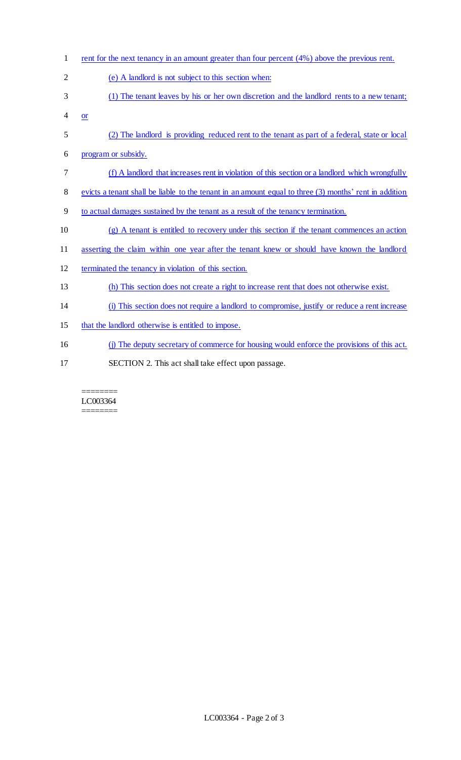rent for the next tenancy in an amount greater than four percent (4%) above the previous rent.

(e) A landlord is not subject to this section when:

(1) The tenant leaves by his or her own discretion and the landlord rents to a new tenant; or

(2) The landlord is providing reduced rent to the tenant as part of a federal, state or local program or subsidy.

(f) A landlord that increases rent in violation of this section or a landlord which wrongfully evicts a tenant shall be liable to the tenant in an amount equal to three (3) months' rent in addition to actual damages sustained by the tenant as a result of the tenancy termination.

(g) A tenant is entitled to recovery under this section if the tenant commences an action asserting the claim within one year after the tenant knew or should have known the landlord terminated the tenancy in violation of this section.

(h) This section does not create a right to increase rent that does not otherwise exist.

(i) This section does not require a landlord to compromise, justify or reduce a rent increase that the landlord otherwise is entitled to impose.

(j) The deputy secretary of commerce for housing would enforce the provisions of this act.

SECTION 2. This act shall take effect upon passage.

========
LC003364
========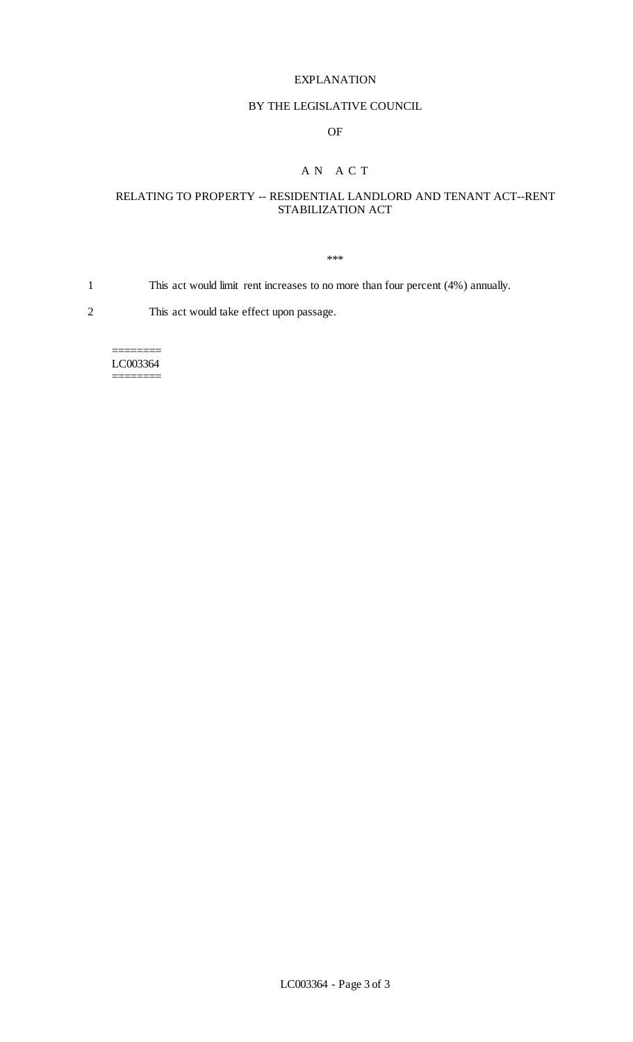EXPLANATION

BY THE LEGISLATIVE COUNCIL

OF

# A N A C T

RELATING TO PROPERTY -- RESIDENTIAL LANDLORD AND TENANT ACT--RENT STABILIZATION ACT

\*\*\*

1 This act would limit rent increases to no more than four percent (4%) annually.

2 This act would take effect upon passage.

========
LC003364
========